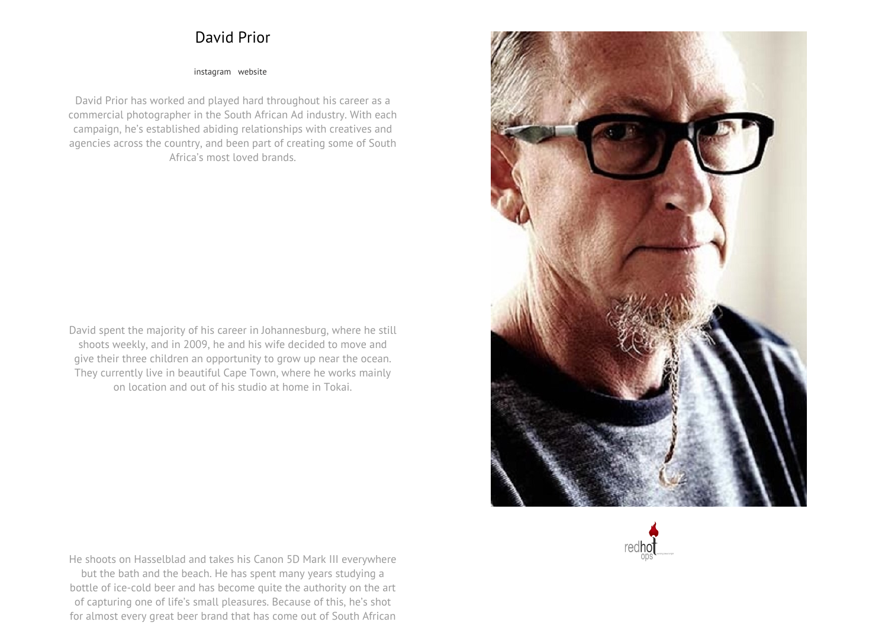# David Prior

instagram website

David Prior has worked and played hard throughout his career as a commercial photographer in the South African Ad industry. With each campaign, he's established abiding relationships with creatives and agencies across the country, and been part of creating some of South Africa's most loved brands.

David spent the majority of his career in Johannesburg, where he still shoots weekly, and in 2009, he and his wife decided to move and give their three children an opportunity to grow up near the ocean. They currently live in beautiful Cape Town, where he works mainly on location and out of his studio at home in Tokai.

He shoots on Hasselblad and takes his Canon 5D Mark III everywhere but the bath and the beach. He has spent many years studying a bottle of ice-cold beer and has become quite the authority on the art of capturing one of life's small pleasures. Because of this, he's shot for almost every great beer brand that has come out of South African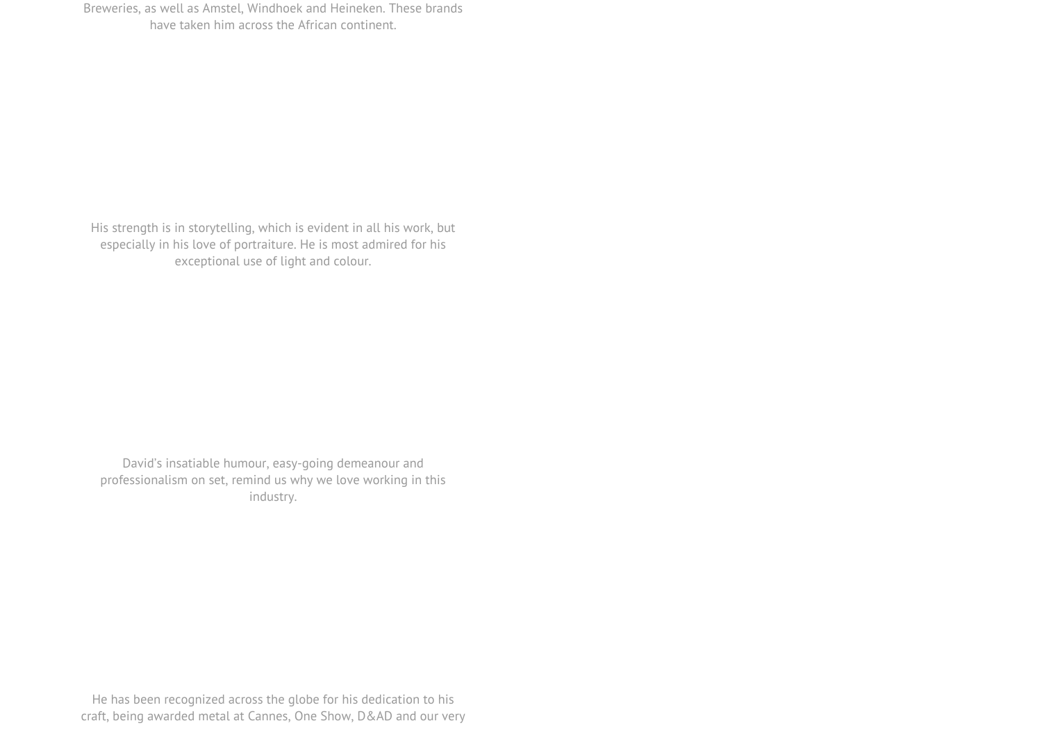Breweries, as well as Amstel, Windhoek and Heineken. These brands have taken him across the African continent.

His strength is in storytelling, which is evident in all his work, but especially in his love of portraiture. He is most admired for his exceptional use of light and colour.

David's insatiable humour, easy-going demeanour and professionalism on set, remind us why we love working in this industry.

He has been recognized across the globe for his dedication to his craft, being awarded metal at Cannes, One Show, D&AD and our very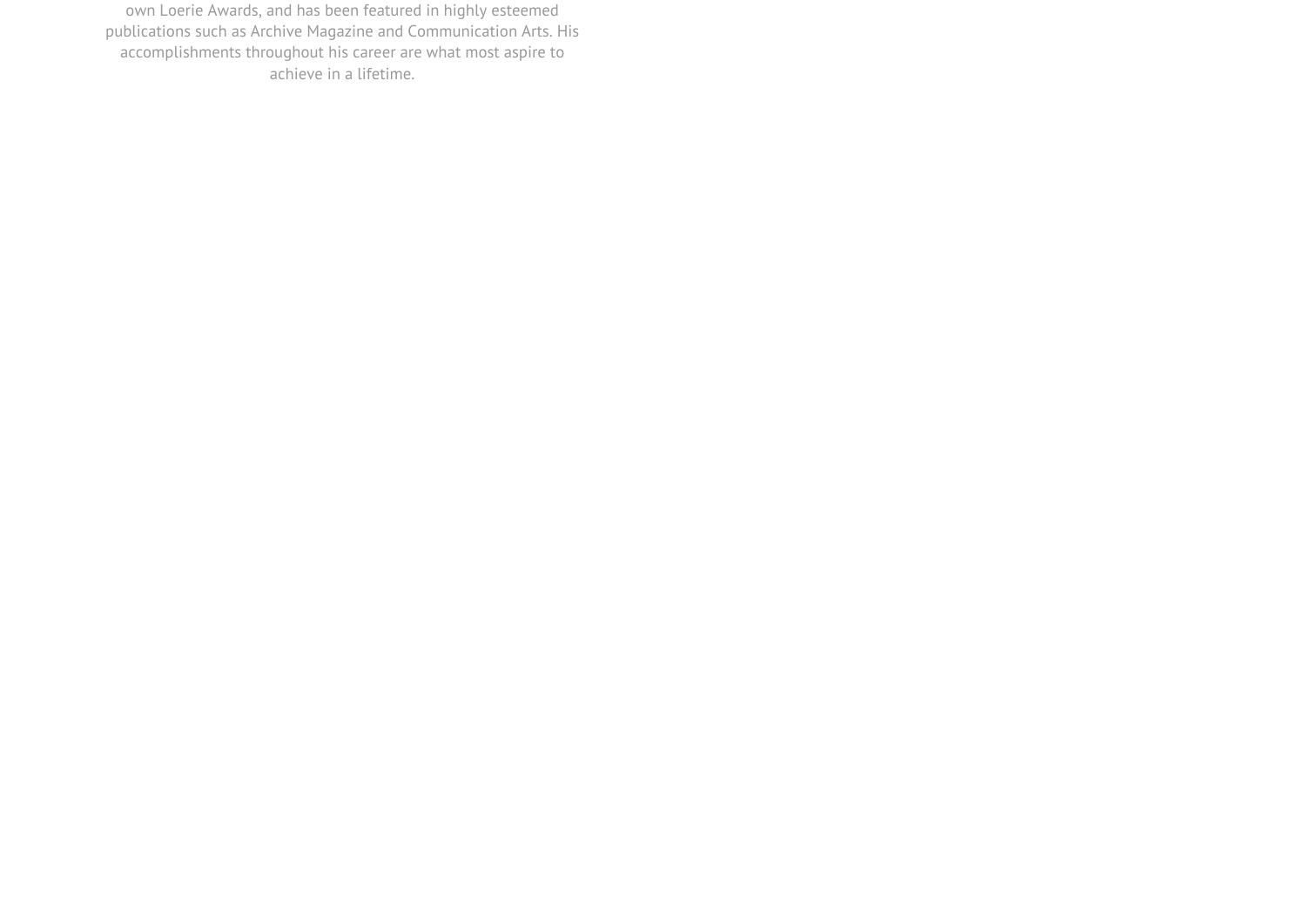own Loerie Awards, and has been featured in highly esteemed publications such as Archive Magazine and Communication Arts. His accomplishments throughout his career are what most aspire to achieve in a lifetime.